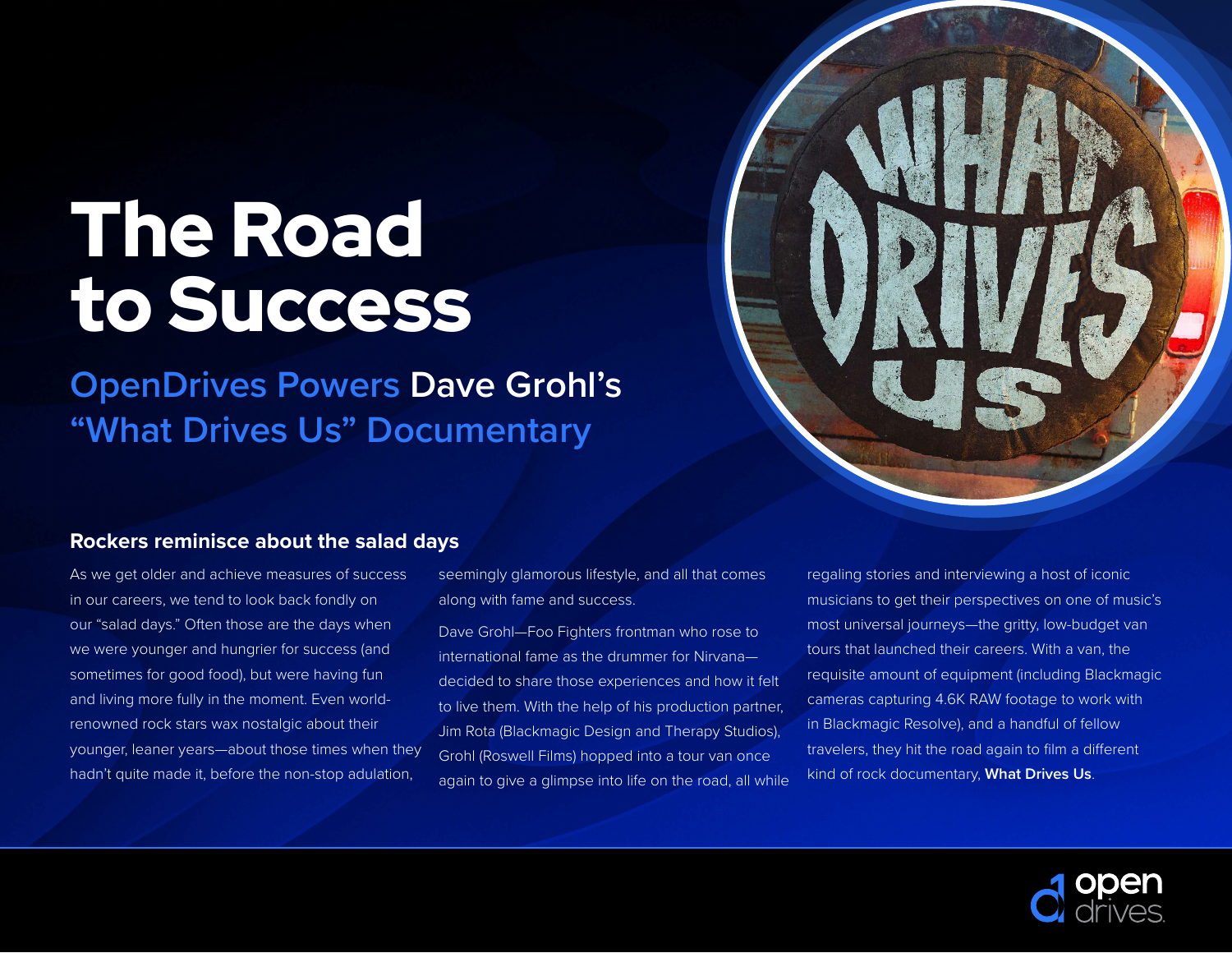# The Road to Success

## OpenDrives Powers Dave Grohl's "What Drives Us" Documentary

### Rockers reminisce about the salad days

As we get older and achieve measures of success in our careers, we tend to look back fondly on our "salad days." Often those are the days when we were younger and hungrier for success (and sometimes for good food), but were having fun and living more fully in the moment. Even world-renowned rock stars wax nostalgic about their younger, leaner years—about those times when they hadn't quite made it, before the non-stop adulation, seemingly glamorous lifestyle, and all that comes along with fame and success.

Dave Grohl—Foo Fighters frontman who rose to international fame as the drummer for Nirvana—decided to share those experiences and how it felt to live them. With the help of his production partner, Jim Rota (Blackmagic Design and Therapy Studios), Grohl (Roswell Films) hopped into a tour van once again to give a glimpse into life on the road, all while regaling stories and interviewing a host of iconic musicians to get their perspectives on one of music's most universal journeys—the gritty, low-budget van tours that launched their careers. With a van, the requisite amount of equipment (including Blackmagic cameras capturing 4.6K RAW footage to work with in Blackmagic Resolve), and a handful of fellow travelers, they hit the road again to film a different kind of rock documentary, **What Drives Us**.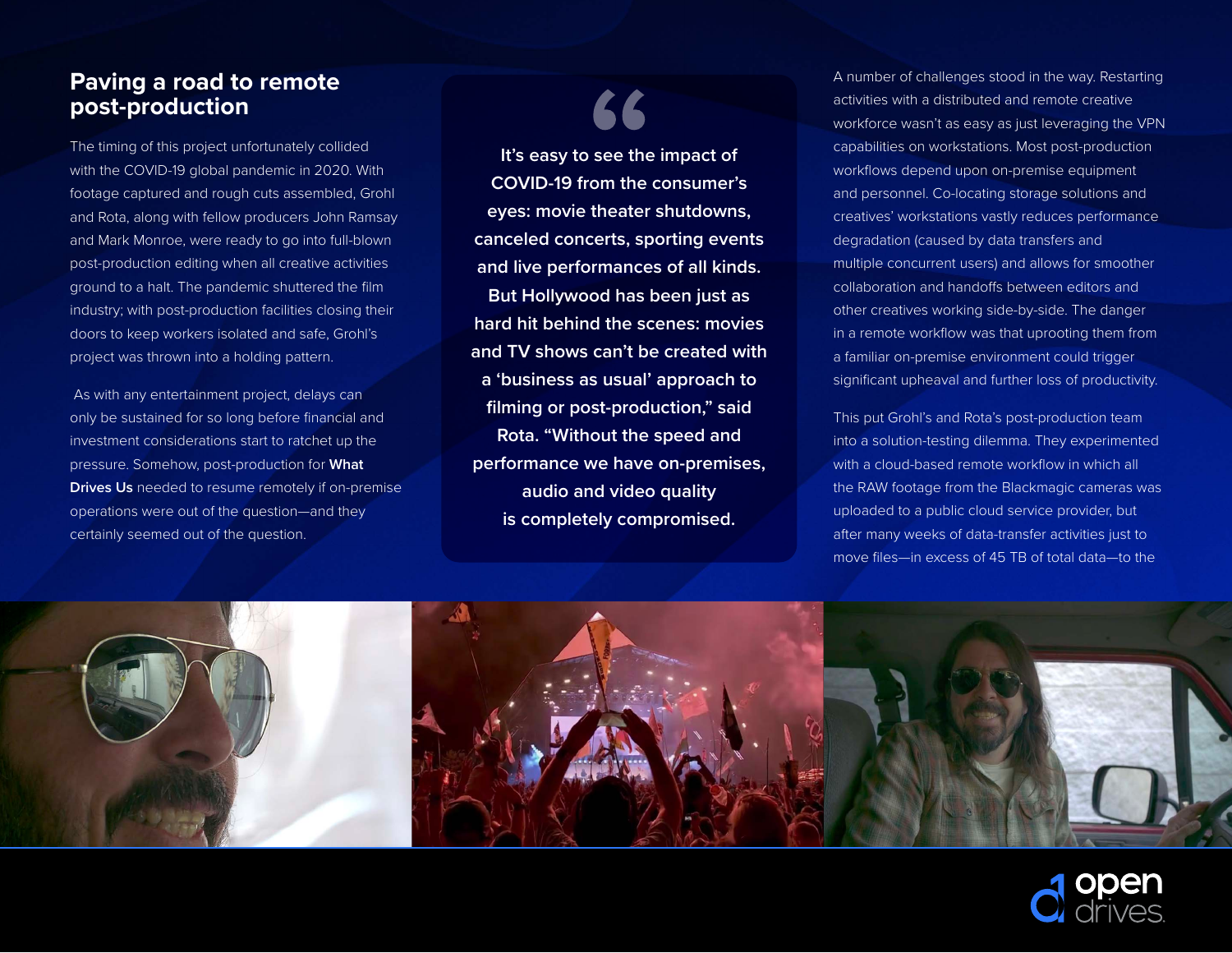## Paving a road to remote post-production

The timing of this project unfortunately collided with the COVID-19 global pandemic in 2020. With footage captured and rough cuts assembled, Grohl and Rota, along with fellow producers John Ramsay and Mark Monroe, were ready to go into full-blown post-production editing when all creative activities ground to a halt. The pandemic shuttered the film industry; with post-production facilities closing their doors to keep workers isolated and safe, Grohl's project was thrown into a holding pattern.

As with any entertainment project, delays can only be sustained for so long before financial and investment considerations start to ratchet up the pressure. Somehow, post-production for **What Drives Us** needed to resume remotely if on-premise operations were out of the question—and they certainly seemed out of the question.

> **"It's easy to see the impact of COVID-19 from the consumer's eyes: movie theater shutdowns, canceled concerts, sporting events and live performances of all kinds. But Hollywood has been just as hard hit behind the scenes: movies and TV shows can't be created with a 'business as usual' approach to filming or post-production," said Rota. "Without the speed and performance we have on-premises, audio and video quality is completely compromised.**

A number of challenges stood in the way. Restarting activities with a distributed and remote creative workforce wasn't as easy as just leveraging the VPN capabilities on workstations. Most post-production workflows depend upon on-premise equipment and personnel. Co-locating storage solutions and creatives' workstations vastly reduces performance degradation (caused by data transfers and multiple concurrent users) and allows for smoother collaboration and handoffs between editors and other creatives working side-by-side. The danger in a remote workflow was that uprooting them from a familiar on-premise environment could trigger significant upheaval and further loss of productivity.

This put Grohl's and Rota's post-production team into a solution-testing dilemma. They experimented with a cloud-based remote workflow in which all the RAW footage from the Blackmagic cameras was uploaded to a public cloud service provider, but after many weeks of data-transfer activities just to move files—in excess of 45 TB of total data—to the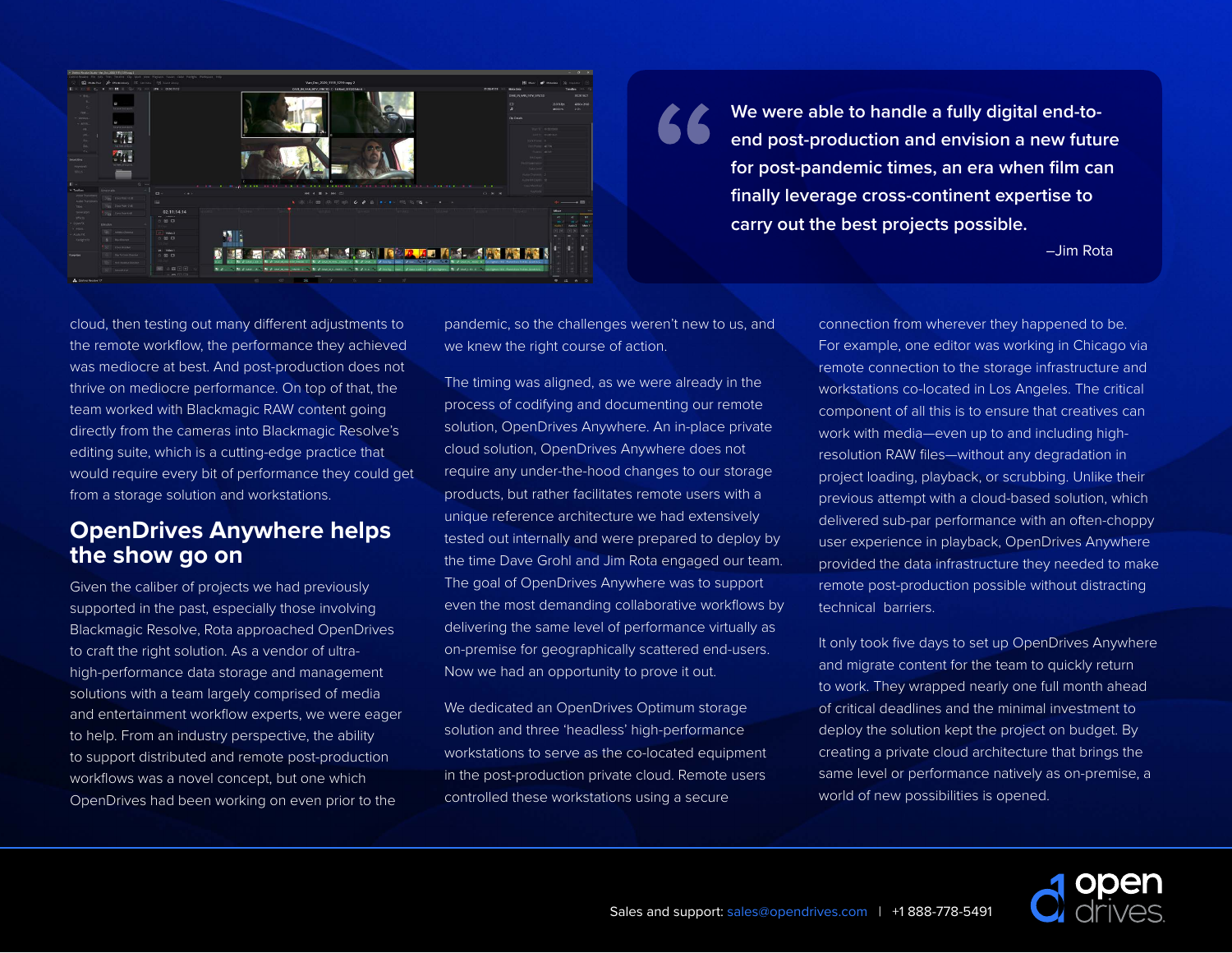> We were able to handle a fully digital end-to-end post-production and envision a new future for post-pandemic times, an era when film can finally leverage cross-continent expertise to carry out the best projects possible.
>
> –Jim Rota

cloud, then testing out many different adjustments to the remote workflow, the performance they achieved was mediocre at best. And post-production does not thrive on mediocre performance. On top of that, the team worked with Blackmagic RAW content going directly from the cameras into Blackmagic Resolve's editing suite, which is a cutting-edge practice that would require every bit of performance they could get from a storage solution and workstations.

## OpenDrives Anywhere helps the show go on

Given the caliber of projects we had previously supported in the past, especially those involving Blackmagic Resolve, Rota approached OpenDrives to craft the right solution. As a vendor of ultra-high-performance data storage and management solutions with a team largely comprised of media and entertainment workflow experts, we were eager to help. From an industry perspective, the ability to support distributed and remote post-production workflows was a novel concept, but one which OpenDrives had been working on even prior to the pandemic, so the challenges weren't new to us, and we knew the right course of action.

The timing was aligned, as we were already in the process of codifying and documenting our remote solution, OpenDrives Anywhere. An in-place private cloud solution, OpenDrives Anywhere does not require any under-the-hood changes to our storage products, but rather facilitates remote users with a unique reference architecture we had extensively tested out internally and were prepared to deploy by the time Dave Grohl and Jim Rota engaged our team. The goal of OpenDrives Anywhere was to support even the most demanding collaborative workflows by delivering the same level of performance virtually as on-premise for geographically scattered end-users. Now we had an opportunity to prove it out.

We dedicated an OpenDrives Optimum storage solution and three 'headless' high-performance workstations to serve as the co-located equipment in the post-production private cloud. Remote users controlled these workstations using a secure connection from wherever they happened to be. For example, one editor was working in Chicago via remote connection to the storage infrastructure and workstations co-located in Los Angeles. The critical component of all this is to ensure that creatives can work with media—even up to and including high-resolution RAW files—without any degradation in project loading, playback, or scrubbing. Unlike their previous attempt with a cloud-based solution, which delivered sub-par performance with an often-choppy user experience in playback, OpenDrives Anywhere provided the data infrastructure they needed to make remote post-production possible without distracting technical barriers.

It only took five days to set up OpenDrives Anywhere and migrate content for the team to quickly return to work. They wrapped nearly one full month ahead of critical deadlines and the minimal investment to deploy the solution kept the project on budget. By creating a private cloud architecture that brings the same level or performance natively as on-premise, a world of new possibilities is opened.

Sales and support: sales@opendrives.com | +1 888-778-5491

open drives